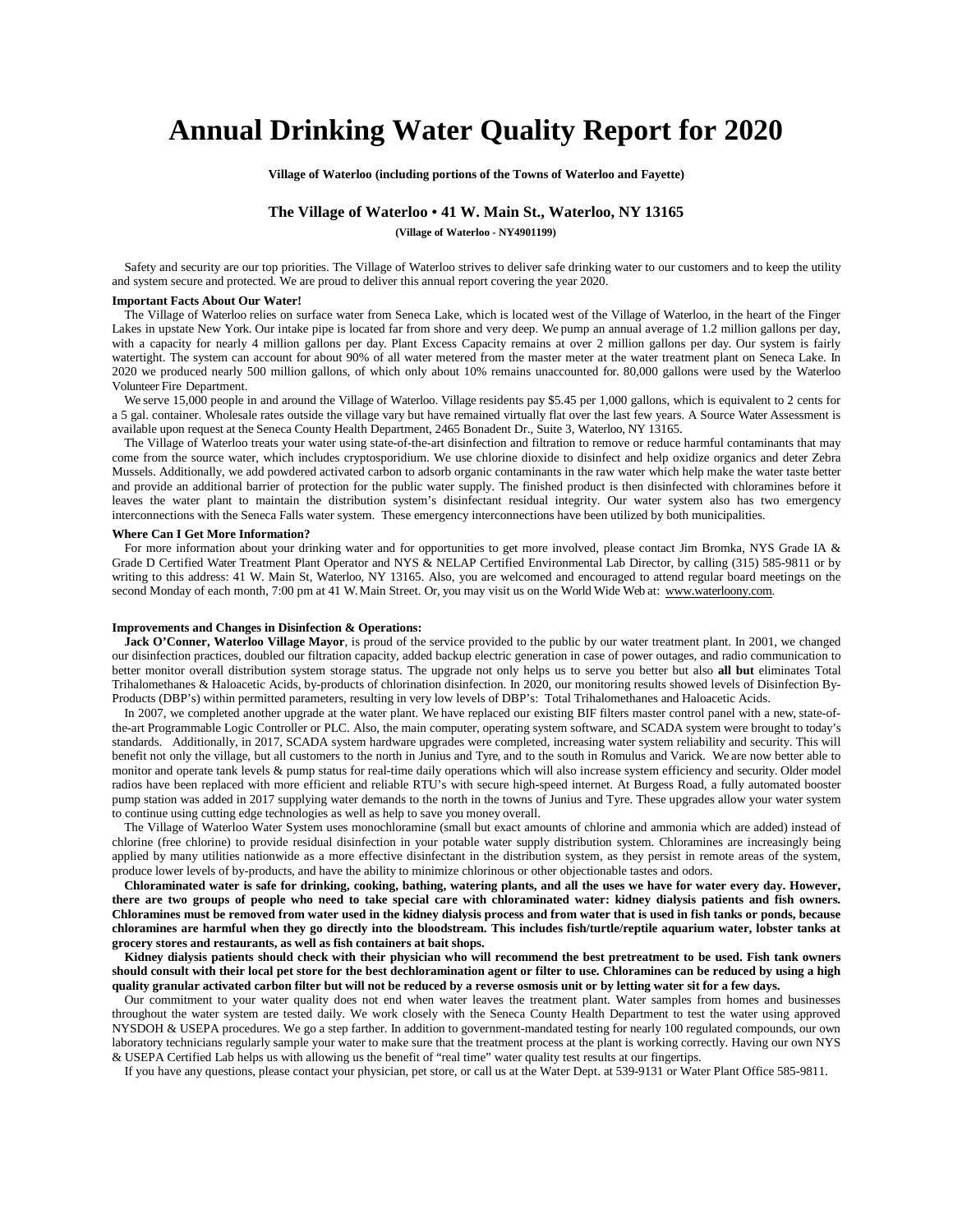# Annual Drinking Water Quality Report for 2020

**Village of Waterloo (including portions of the Towns of Waterloo and Fayette)**

**The Village of Waterloo • 41 W. Main St., Waterloo, NY 13165**

**(Village of Waterloo - NY4901199)**

Safety and security are our top priorities. The Village of Waterloo strives to deliver safe drinking water to our customers and to keep the utility and system secure and protected. We are proud to deliver this annual report covering the year 2020.

**Important Facts About Our Water!**

The Village of Waterloo relies on surface water from Seneca Lake, which is located west of the Village of Waterloo, in the heart of the Finger Lakes in upstate New York. Our intake pipe is located far from shore and very deep. We pump an annual average of 1.2 million gallons per day, with a capacity for nearly 4 million gallons per day. Plant Excess Capacity remains at over 2 million gallons per day. Our system is fairly watertight. The system can account for about 90% of all water metered from the master meter at the water treatment plant on Seneca Lake. In 2020 we produced nearly 500 million gallons, of which only about 10% remains unaccounted for. 80,000 gallons were used by the Waterloo Volunteer Fire Department.

We serve 15,000 people in and around the Village of Waterloo. Village residents pay $5.45 per 1,000 gallons, which is equivalent to 2 cents for a 5 gal. container. Wholesale rates outside the village vary but have remained virtually flat over the last few years. A Source Water Assessment is available upon request at the Seneca County Health Department, 2465 Bonadent Dr., Suite 3, Waterloo, NY 13165.

The Village of Waterloo treats your water using state-of-the-art disinfection and filtration to remove or reduce harmful contaminants that may come from the source water, which includes cryptosporidium. We use chlorine dioxide to disinfect and help oxidize organics and deter Zebra Mussels. Additionally, we add powdered activated carbon to adsorb organic contaminants in the raw water which help make the water taste better and provide an additional barrier of protection for the public water supply. The finished product is then disinfected with chloramines before it leaves the water plant to maintain the distribution system's disinfectant residual integrity. Our water system also has two emergency interconnections with the Seneca Falls water system. These emergency interconnections have been utilized by both municipalities.

**Where Can I Get More Information?**

For more information about your drinking water and for opportunities to get more involved, please contact Jim Bromka, NYS Grade IA & Grade D Certified Water Treatment Plant Operator and NYS & NELAP Certified Environmental Lab Director, by calling (315) 585-9811 or by writing to this address: 41 W. Main St, Waterloo, NY 13165. Also, you are welcomed and encouraged to attend regular board meetings on the second Monday of each month, 7:00 pm at 41 W. Main Street. Or, you may visit us on the World Wide Web at: www.waterloony.com.

**Improvements and Changes in Disinfection & Operations:**

**Jack O'Conner, Waterloo Village Mayor**, is proud of the service provided to the public by our water treatment plant. In 2001, we changed our disinfection practices, doubled our filtration capacity, added backup electric generation in case of power outages, and radio communication to better monitor overall distribution system storage status. The upgrade not only helps us to serve you better but also **all but** eliminates Total Trihalomethanes & Haloacetic Acids, by-products of chlorination disinfection. In 2020, our monitoring results showed levels of Disinfection By-Products (DBP's) within permitted parameters, resulting in very low levels of DBP's: Total Trihalomethanes and Haloacetic Acids.

In 2007, we completed another upgrade at the water plant. We have replaced our existing BIF filters master control panel with a new, state-of-the-art Programmable Logic Controller or PLC. Also, the main computer, operating system software, and SCADA system were brought to today's standards. Additionally, in 2017, SCADA system hardware upgrades were completed, increasing water system reliability and security. This will benefit not only the village, but all customers to the north in Junius and Tyre, and to the south in Romulus and Varick. We are now better able to monitor and operate tank levels & pump status for real-time daily operations which will also increase system efficiency and security. Older model radios have been replaced with more efficient and reliable RTU's with secure high-speed internet. At Burgess Road, a fully automated booster pump station was added in 2017 supplying water demands to the north in the towns of Junius and Tyre. These upgrades allow your water system to continue using cutting edge technologies as well as help to save you money overall.

The Village of Waterloo Water System uses monochloramine (small but exact amounts of chlorine and ammonia which are added) instead of chlorine (free chlorine) to provide residual disinfection in your potable water supply distribution system. Chloramines are increasingly being applied by many utilities nationwide as a more effective disinfectant in the distribution system, as they persist in remote areas of the system, produce lower levels of by-products, and have the ability to minimize chlorinous or other objectionable tastes and odors.

**Chloraminated water is safe for drinking, cooking, bathing, watering plants, and all the uses we have for water every day. However, there are two groups of people who need to take special care with chloraminated water: kidney dialysis patients and fish owners. Chloramines must be removed from water used in the kidney dialysis process and from water that is used in fish tanks or ponds, because chloramines are harmful when they go directly into the bloodstream. This includes fish/turtle/reptile aquarium water, lobster tanks at grocery stores and restaurants, as well as fish containers at bait shops.**

**Kidney dialysis patients should check with their physician who will recommend the best pretreatment to be used. Fish tank owners should consult with their local pet store for the best dechloramination agent or filter to use. Chloramines can be reduced by using a high quality granular activated carbon filter but will not be reduced by a reverse osmosis unit or by letting water sit for a few days.**

Our commitment to your water quality does not end when water leaves the treatment plant. Water samples from homes and businesses throughout the water system are tested daily. We work closely with the Seneca County Health Department to test the water using approved NYSDOH & USEPA procedures. We go a step farther. In addition to government-mandated testing for nearly 100 regulated compounds, our own laboratory technicians regularly sample your water to make sure that the treatment process at the plant is working correctly. Having our own NYS & USEPA Certified Lab helps us with allowing us the benefit of "real time" water quality test results at our fingertips.

If you have any questions, please contact your physician, pet store, or call us at the Water Dept. at 539-9131 or Water Plant Office 585-9811.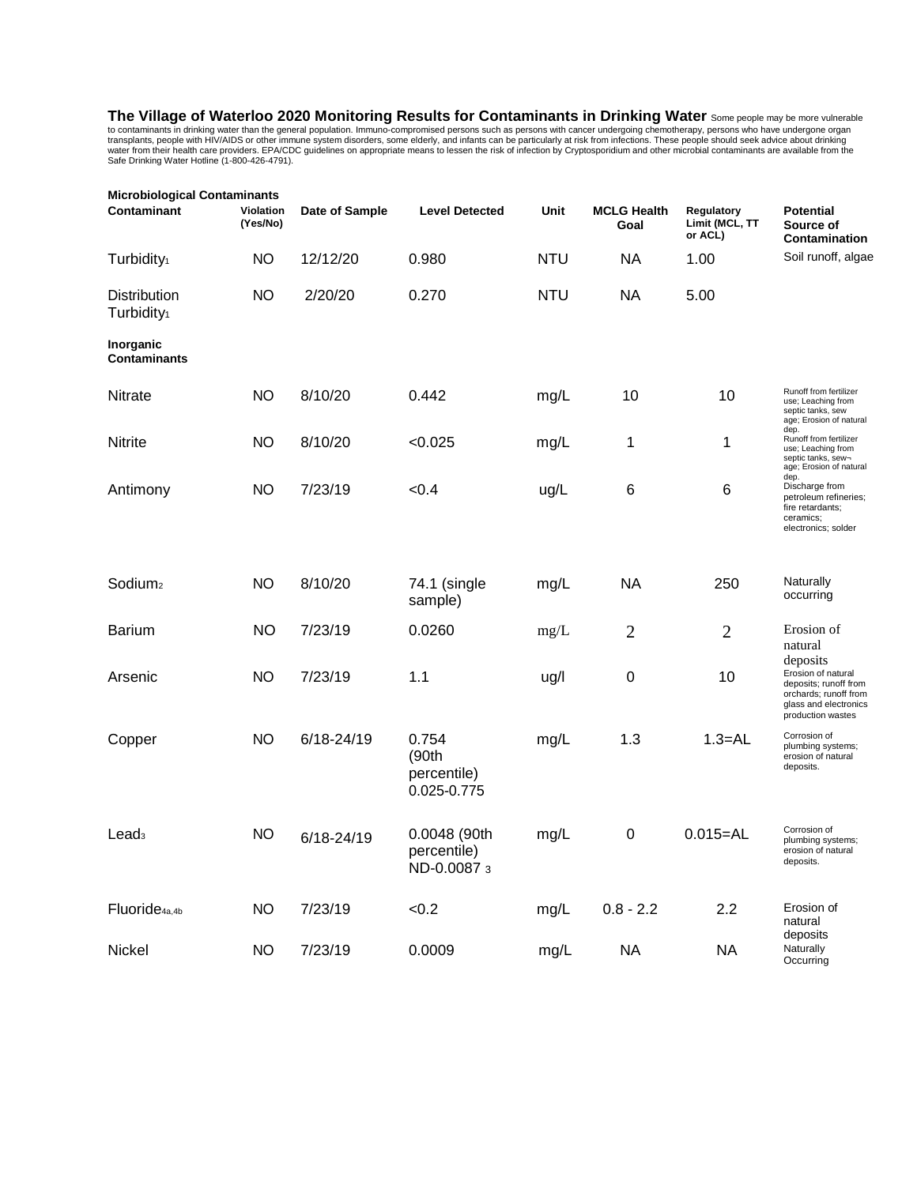**The Village of Waterloo 2020 Monitoring Results for Contaminants in Drinking Water** Some people may be more vulnerable to contaminants in drinking water than the general population. Immuno-compromised persons such as persons with cancer undergoing chemotherapy, persons who have undergone organ transplants, people with HIV/AIDS or other immune system disorders, some elderly, and infants can be particularly at risk from infections. These people should seek advice about drinking water from their health care providers. EPA/CDC guidelines on appropriate means to lessen the risk of infection by Cryptosporidium and other microbial contaminants are available from the Safe Drinking Water Hotline (1-800-426-4791).

| Contaminant | Violation (Yes/No) | Date of Sample | Level Detected | Unit | MCLG Health Goal | Regulatory Limit (MCL, TT or ACL) | Potential Source of Contamination |
|---|---|---|---|---|---|---|---|
| **Microbiological Contaminants** | | | | | | | |
| Turbidity[1] | NO | 12/12/20 | 0.980 | NTU | NA | 1.00 | Soil runoff, algae |
| Distribution Turbidity[1] | NO | 2/20/20 | 0.270 | NTU | NA | 5.00 | |
| **Inorganic Contaminants** | | | | | | | |
| Nitrate | NO | 8/10/20 | 0.442 | mg/L | 10 | 10 | Runoff from fertilizer use; Leaching from septic tanks, sew age; Erosion of natural dep. |
| Nitrite | NO | 8/10/20 | <0.025 | mg/L | 1 | 1 | Runoff from fertilizer use; Leaching from septic tanks, sew¬age; Erosion of natural dep. |
| Antimony | NO | 7/23/19 | <0.4 | ug/L | 6 | 6 | Discharge from petroleum refineries; fire retardants; ceramics; electronics; solder |
| Sodium[2] | NO | 8/10/20 | 74.1 (single sample) | mg/L | NA | 250 | Naturally occurring |
| Barium | NO | 7/23/19 | 0.0260 | mg/L | 2 | 2 | Erosion of natural deposits |
| Arsenic | NO | 7/23/19 | 1.1 | ug/l | 0 | 10 | Erosion of natural deposits; runoff from orchards; runoff from glass and electronics production wastes |
| Copper | NO | 6/18-24/19 | 0.754 (90th percentile) 0.025-0.775 | mg/L | 1.3 | 1.3=AL | Corrosion of plumbing systems; erosion of natural deposits. |
| Lead[3] | NO | 6/18-24/19 | 0.0048 (90th percentile) ND-0.0087 [3] | mg/L | 0 | 0.015=AL | Corrosion of plumbing systems; erosion of natural deposits. |
| Fluoride[4a,4b] | NO | 7/23/19 | <0.2 | mg/L | 0.8 - 2.2 | 2.2 | Erosion of natural deposits |
| Nickel | NO | 7/23/19 | 0.0009 | mg/L | NA | NA | Naturally Occurring |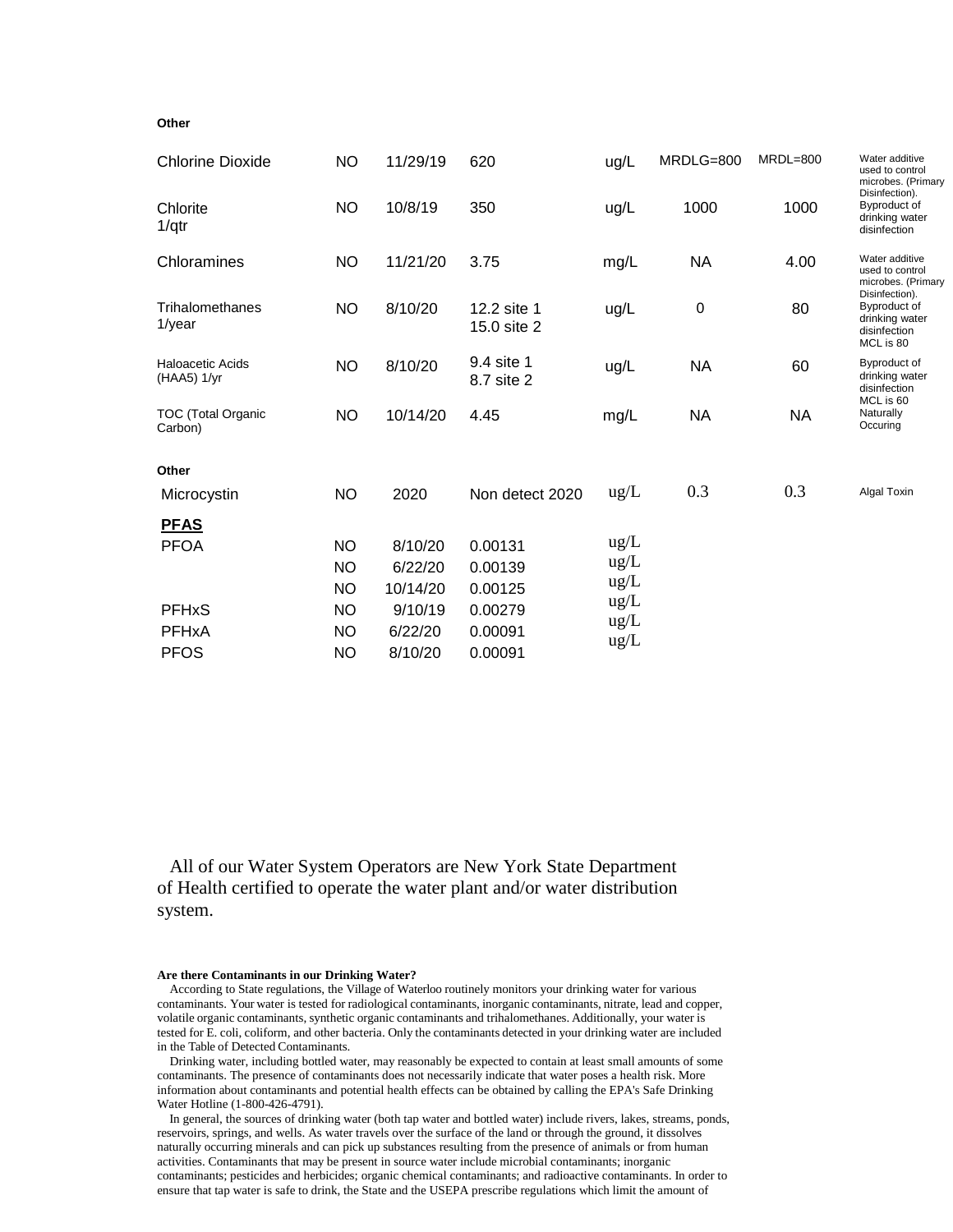**Other**

| | | | | | | | |
|---|---|---|---|---|---|---|---|
| Chlorine Dioxide | NO | 11/29/19 | 620 | ug/L | MRDLG=800 | MRDL=800 | Water additive used to control microbes. (Primary Disinfection). |
| Chlorite 1/qtr | NO | 10/8/19 | 350 | ug/L | 1000 | 1000 | Byproduct of drinking water disinfection |
| Chloramines | NO | 11/21/20 | 3.75 | mg/L | NA | 4.00 | Water additive used to control microbes. (Primary Disinfection). |
| Trihalomethanes 1/year | NO | 8/10/20 | 12.2 site 1<br>15.0 site 2 | ug/L | 0 | 80 | Byproduct of drinking water disinfection MCL is 80 |
| Haloacetic Acids (HAA5) 1/yr | NO | 8/10/20 | 9.4 site 1<br>8.7 site 2 | ug/L | NA | 60 | Byproduct of drinking water disinfection MCL is 60 |
| TOC (Total Organic Carbon) | NO | 10/14/20 | 4.45 | mg/L | NA | NA | Naturally Occuring |
| **Other** | | | | | | | |
| Microcystin | NO | 2020 | Non detect 2020 | ug/L | 0.3 | 0.3 | Algal Toxin |
| **PFAS** | | | | | | | |
| PFOA | NO | 8/10/20 | 0.00131 | ug/L | | | |
| | NO | 6/22/20 | 0.00139 | ug/L | | | |
| | NO | 10/14/20 | 0.00125 | ug/L | | | |
| PFHxS | NO | 9/10/19 | 0.00279 | ug/L | | | |
| PFHxA | NO | 6/22/20 | 0.00091 | ug/L | | | |
| PFOS | NO | 8/10/20 | 0.00091 | ug/L | | | |

All of our Water System Operators are New York State Department of Health certified to operate the water plant and/or water distribution system.

**Are there Contaminants in our Drinking Water?**

According to State regulations, the Village of Waterloo routinely monitors your drinking water for various contaminants. Your water is tested for radiological contaminants, inorganic contaminants, nitrate, lead and copper, volatile organic contaminants, synthetic organic contaminants and trihalomethanes. Additionally, your water is tested for E. coli, coliform, and other bacteria. Only the contaminants detected in your drinking water are included in the Table of Detected Contaminants.

Drinking water, including bottled water, may reasonably be expected to contain at least small amounts of some contaminants. The presence of contaminants does not necessarily indicate that water poses a health risk. More information about contaminants and potential health effects can be obtained by calling the EPA's Safe Drinking Water Hotline (1-800-426-4791).

In general, the sources of drinking water (both tap water and bottled water) include rivers, lakes, streams, ponds, reservoirs, springs, and wells. As water travels over the surface of the land or through the ground, it dissolves naturally occurring minerals and can pick up substances resulting from the presence of animals or from human activities. Contaminants that may be present in source water include microbial contaminants; inorganic contaminants; pesticides and herbicides; organic chemical contaminants; and radioactive contaminants. In order to ensure that tap water is safe to drink, the State and the USEPA prescribe regulations which limit the amount of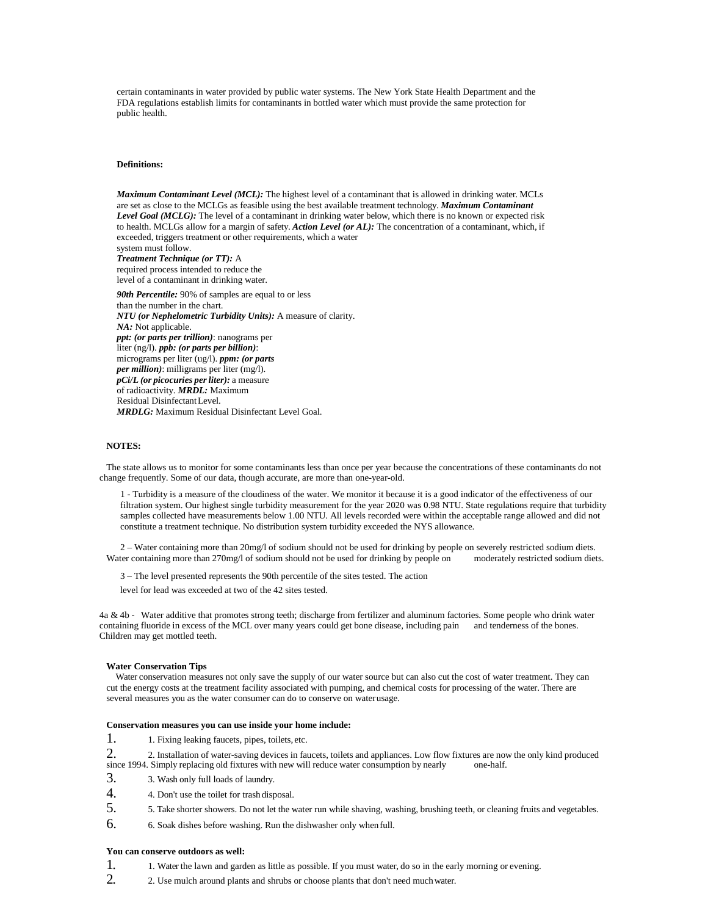certain contaminants in water provided by public water systems. The New York State Health Department and the FDA regulations establish limits for contaminants in bottled water which must provide the same protection for public health.

**Definitions:**

***Maximum Contaminant Level (MCL):*** The highest level of a contaminant that is allowed in drinking water. MCLs are set as close to the MCLGs as feasible using the best available treatment technology. ***Maximum Contaminant Level Goal (MCLG):*** The level of a contaminant in drinking water below, which there is no known or expected risk to health. MCLGs allow for a margin of safety. ***Action Level (or AL):*** The concentration of a contaminant, which, if exceeded, triggers treatment or other requirements, which a water system must follow.
***Treatment Technique (or TT):*** A required process intended to reduce the level of a contaminant in drinking water.

***90th Percentile:*** 90% of samples are equal to or less than the number in the chart.
***NTU (or Nephelometric Turbidity Units):*** A measure of clarity.
***NA:*** Not applicable.
***ppt: (or parts per trillion)***: nanograms per liter (ng/l). ***ppb: (or parts per billion)***: micrograms per liter (ug/l). ***ppm: (or parts per million)***: milligrams per liter (mg/l).
***pCi/L (or picocuries per liter):*** a measure of radioactivity. ***MRDL:*** Maximum Residual Disinfectant Level.
***MRDLG:*** Maximum Residual Disinfectant Level Goal.

**NOTES:**

The state allows us to monitor for some contaminants less than once per year because the concentrations of these contaminants do not change frequently. Some of our data, though accurate, are more than one-year-old.

1 - Turbidity is a measure of the cloudiness of the water. We monitor it because it is a good indicator of the effectiveness of our filtration system. Our highest single turbidity measurement for the year 2020 was 0.98 NTU. State regulations require that turbidity samples collected have measurements below 1.00 NTU. All levels recorded were within the acceptable range allowed and did not constitute a treatment technique. No distribution system turbidity exceeded the NYS allowance.

2 – Water containing more than 20mg/l of sodium should not be used for drinking by people on severely restricted sodium diets. Water containing more than 270mg/l of sodium should not be used for drinking by people on moderately restricted sodium diets.

3 – The level presented represents the 90th percentile of the sites tested. The action level for lead was exceeded at two of the 42 sites tested.

4a & 4b - Water additive that promotes strong teeth; discharge from fertilizer and aluminum factories. Some people who drink water containing fluoride in excess of the MCL over many years could get bone disease, including pain and tenderness of the bones. Children may get mottled teeth.

**Water Conservation Tips**

Water conservation measures not only save the supply of our water source but can also cut the cost of water treatment. They can cut the energy costs at the treatment facility associated with pumping, and chemical costs for processing of the water. There are several measures you as the water consumer can do to conserve on water usage.

**Conservation measures you can use inside your home include:**

1. Fixing leaking faucets, pipes, toilets, etc.
2. Installation of water-saving devices in faucets, toilets and appliances. Low flow fixtures are now the only kind produced since 1994. Simply replacing old fixtures with new will reduce water consumption by nearly one-half.
3. Wash only full loads of laundry.
4. Don't use the toilet for trash disposal.
5. Take shorter showers. Do not let the water run while shaving, washing, brushing teeth, or cleaning fruits and vegetables.
6. Soak dishes before washing. Run the dishwasher only when full.

**You can conserve outdoors as well:**

1. Water the lawn and garden as little as possible. If you must water, do so in the early morning or evening.
2. Use mulch around plants and shrubs or choose plants that don't need much water.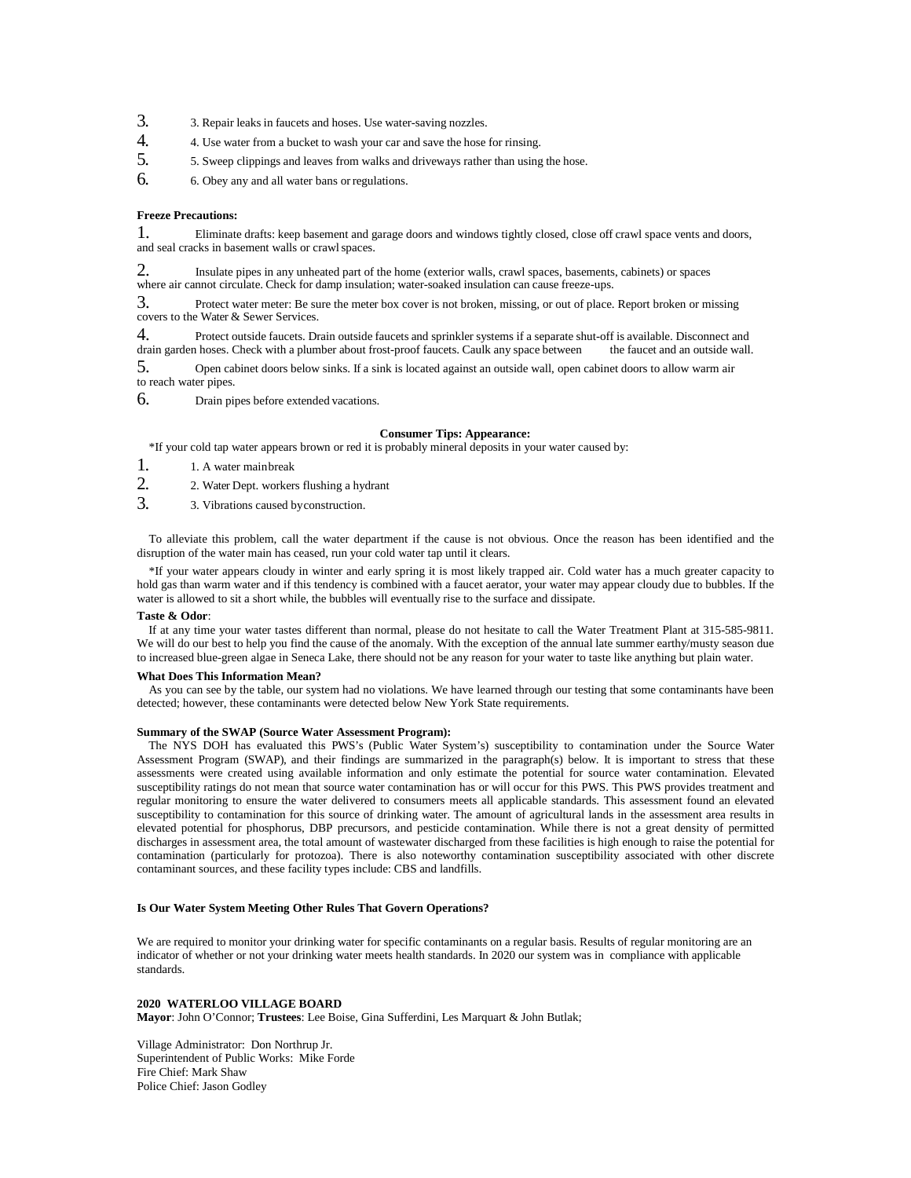3. 3. Repair leaks in faucets and hoses. Use water-saving nozzles.

4. 4. Use water from a bucket to wash your car and save the hose for rinsing.

5. 5. Sweep clippings and leaves from walks and driveways rather than using the hose.

6. 6. Obey any and all water bans or regulations.

**Freeze Precautions:**

1. Eliminate drafts: keep basement and garage doors and windows tightly closed, close off crawl space vents and doors, and seal cracks in basement walls or crawl spaces.

2. Insulate pipes in any unheated part of the home (exterior walls, crawl spaces, basements, cabinets) or spaces where air cannot circulate. Check for damp insulation; water-soaked insulation can cause freeze-ups.

3. Protect water meter: Be sure the meter box cover is not broken, missing, or out of place. Report broken or missing covers to the Water & Sewer Services.

4. Protect outside faucets. Drain outside faucets and sprinkler systems if a separate shut-off is available. Disconnect and drain garden hoses. Check with a plumber about frost-proof faucets. Caulk any space between the faucet and an outside wall.

5. Open cabinet doors below sinks. If a sink is located against an outside wall, open cabinet doors to allow warm air to reach water pipes.

6. Drain pipes before extended vacations.

**Consumer Tips: Appearance:**

*If your cold tap water appears brown or red it is probably mineral deposits in your water caused by:

1. 1. A water main break

2. 2. Water Dept. workers flushing a hydrant

3. 3. Vibrations caused by construction.

To alleviate this problem, call the water department if the cause is not obvious. Once the reason has been identified and the disruption of the water main has ceased, run your cold water tap until it clears.

*If your water appears cloudy in winter and early spring it is most likely trapped air. Cold water has a much greater capacity to hold gas than warm water and if this tendency is combined with a faucet aerator, your water may appear cloudy due to bubbles. If the water is allowed to sit a short while, the bubbles will eventually rise to the surface and dissipate.

**Taste & Odor**:

If at any time your water tastes different than normal, please do not hesitate to call the Water Treatment Plant at 315-585-9811. We will do our best to help you find the cause of the anomaly. With the exception of the annual late summer earthy/musty season due to increased blue-green algae in Seneca Lake, there should not be any reason for your water to taste like anything but plain water.

**What Does This Information Mean?**

As you can see by the table, our system had no violations. We have learned through our testing that some contaminants have been detected; however, these contaminants were detected below New York State requirements.

**Summary of the SWAP (Source Water Assessment Program):**

The NYS DOH has evaluated this PWS's (Public Water System's) susceptibility to contamination under the Source Water Assessment Program (SWAP), and their findings are summarized in the paragraph(s) below. It is important to stress that these assessments were created using available information and only estimate the potential for source water contamination. Elevated susceptibility ratings do not mean that source water contamination has or will occur for this PWS. This PWS provides treatment and regular monitoring to ensure the water delivered to consumers meets all applicable standards. This assessment found an elevated susceptibility to contamination for this source of drinking water. The amount of agricultural lands in the assessment area results in elevated potential for phosphorus, DBP precursors, and pesticide contamination. While there is not a great density of permitted discharges in assessment area, the total amount of wastewater discharged from these facilities is high enough to raise the potential for contamination (particularly for protozoa). There is also noteworthy contamination susceptibility associated with other discrete contaminant sources, and these facility types include: CBS and landfills.

**Is Our Water System Meeting Other Rules That Govern Operations?**

We are required to monitor your drinking water for specific contaminants on a regular basis. Results of regular monitoring are an indicator of whether or not your drinking water meets health standards. In 2020 our system was in compliance with applicable standards.

**2020 WATERLOO VILLAGE BOARD**
**Mayor**: John O'Connor; **Trustees**: Lee Boise, Gina Sufferdini, Les Marquart & John Butlak;

Village Administrator: Don Northrup Jr.
Superintendent of Public Works: Mike Forde
Fire Chief: Mark Shaw
Police Chief: Jason Godley